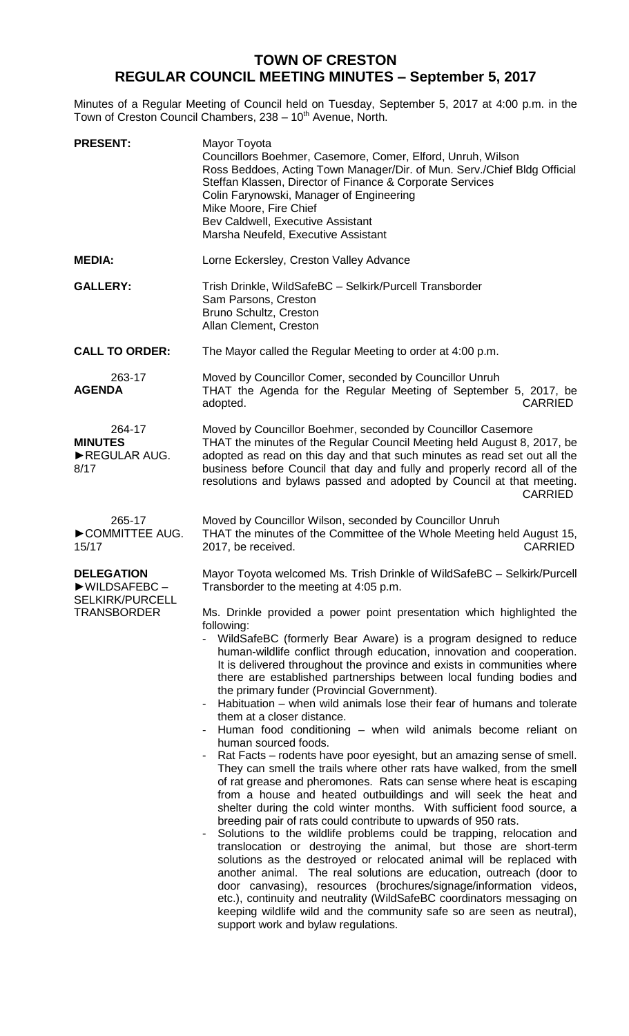# TOWN OF CRESTON
## REGULAR COUNCIL MEETING MINUTES – September 5, 2017

Minutes of a Regular Meeting of Council held on Tuesday, September 5, 2017 at 4:00 p.m. in the Town of Creston Council Chambers, 238 – 10th Avenue, North.

**PRESENT:**
Mayor Toyota
Councillors Boehmer, Casemore, Comer, Elford, Unruh, Wilson
Ross Beddoes, Acting Town Manager/Dir. of Mun. Serv./Chief Bldg Official
Steffan Klassen, Director of Finance & Corporate Services
Colin Farynowski, Manager of Engineering
Mike Moore, Fire Chief
Bev Caldwell, Executive Assistant
Marsha Neufeld, Executive Assistant

**MEDIA:**
Lorne Eckersley, Creston Valley Advance

**GALLERY:**
Trish Drinkle, WildSafeBC – Selkirk/Purcell Transborder
Sam Parsons, Creston
Bruno Schultz, Creston
Allan Clement, Creston

**CALL TO ORDER:**
The Mayor called the Regular Meeting to order at 4:00 p.m.

263-17
**AGENDA**

Moved by Councillor Comer, seconded by Councillor Unruh
THAT the Agenda for the Regular Meeting of September 5, 2017, be adopted. CARRIED

264-17
**MINUTES**
►REGULAR AUG. 8/17

Moved by Councillor Boehmer, seconded by Councillor Casemore
THAT the minutes of the Regular Council Meeting held August 8, 2017, be adopted as read on this day and that such minutes as read set out all the business before Council that day and fully and properly record all of the resolutions and bylaws passed and adopted by Council at that meeting. CARRIED

265-17
►COMMITTEE AUG. 15/17

Moved by Councillor Wilson, seconded by Councillor Unruh
THAT the minutes of the Committee of the Whole Meeting held August 15, 2017, be received. CARRIED

**DELEGATION**
►WILDSAFEBC – SELKIRK/PURCELL TRANSBORDER

Mayor Toyota welcomed Ms. Trish Drinkle of WildSafeBC – Selkirk/Purcell Transborder to the meeting at 4:05 p.m.

Ms. Drinkle provided a power point presentation which highlighted the following:

- WildSafeBC (formerly Bear Aware) is a program designed to reduce human-wildlife conflict through education, innovation and cooperation. It is delivered throughout the province and exists in communities where there are established partnerships between local funding bodies and the primary funder (Provincial Government).
- Habituation – when wild animals lose their fear of humans and tolerate them at a closer distance.
- Human food conditioning – when wild animals become reliant on human sourced foods.
- Rat Facts – rodents have poor eyesight, but an amazing sense of smell. They can smell the trails where other rats have walked, from the smell of rat grease and pheromones. Rats can sense where heat is escaping from a house and heated outbuildings and will seek the heat and shelter during the cold winter months. With sufficient food source, a breeding pair of rats could contribute to upwards of 950 rats.
- Solutions to the wildlife problems could be trapping, relocation and translocation or destroying the animal, but those are short-term solutions as the destroyed or relocated animal will be replaced with another animal. The real solutions are education, outreach (door to door canvasing), resources (brochures/signage/information videos, etc.), continuity and neutrality (WildSafeBC coordinators messaging on keeping wildlife wild and the community safe so are seen as neutral), support work and bylaw regulations.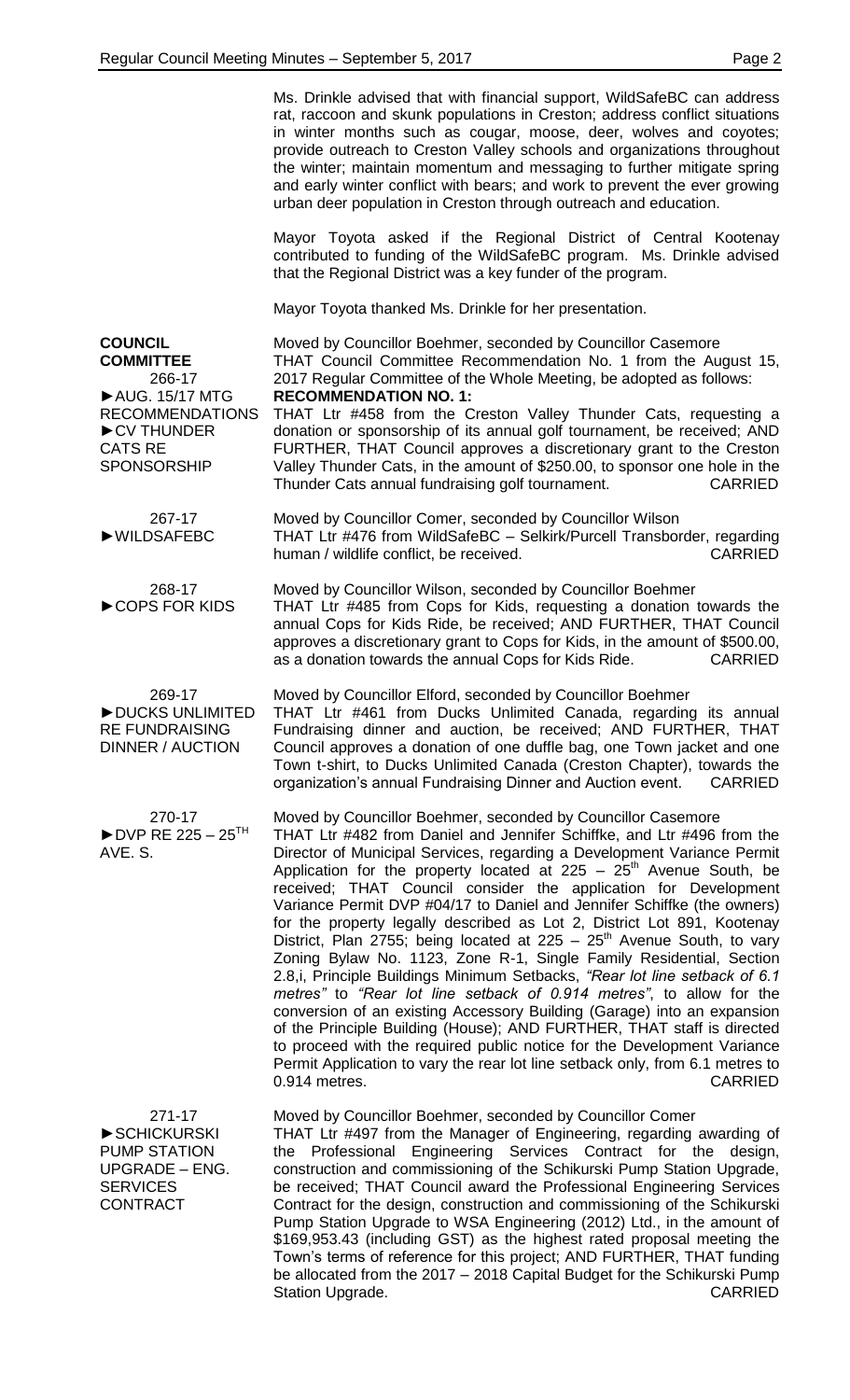Ms. Drinkle advised that with financial support, WildSafeBC can address rat, raccoon and skunk populations in Creston; address conflict situations in winter months such as cougar, moose, deer, wolves and coyotes; provide outreach to Creston Valley schools and organizations throughout the winter; maintain momentum and messaging to further mitigate spring and early winter conflict with bears; and work to prevent the ever growing urban deer population in Creston through outreach and education.

Mayor Toyota asked if the Regional District of Central Kootenay contributed to funding of the WildSafeBC program. Ms. Drinkle advised that the Regional District was a key funder of the program.

Mayor Toyota thanked Ms. Drinkle for her presentation.

**COUNCIL COMMITTEE**
266-17
►AUG. 15/17 MTG RECOMMENDATIONS
►CV THUNDER CATS RE SPONSORSHIP

Moved by Councillor Boehmer, seconded by Councillor Casemore
THAT Council Committee Recommendation No. 1 from the August 15, 2017 Regular Committee of the Whole Meeting, be adopted as follows:
**RECOMMENDATION NO. 1:**
THAT Ltr #458 from the Creston Valley Thunder Cats, requesting a donation or sponsorship of its annual golf tournament, be received; AND FURTHER, THAT Council approves a discretionary grant to the Creston Valley Thunder Cats, in the amount of $250.00, to sponsor one hole in the Thunder Cats annual fundraising golf tournament. CARRIED

267-17
►WILDSAFEBC

Moved by Councillor Comer, seconded by Councillor Wilson
THAT Ltr #476 from WildSafeBC – Selkirk/Purcell Transborder, regarding human / wildlife conflict, be received. CARRIED

268-17
►COPS FOR KIDS

Moved by Councillor Wilson, seconded by Councillor Boehmer
THAT Ltr #485 from Cops for Kids, requesting a donation towards the annual Cops for Kids Ride, be received; AND FURTHER, THAT Council approves a discretionary grant to Cops for Kids, in the amount of $500.00, as a donation towards the annual Cops for Kids Ride. CARRIED

269-17
►DUCKS UNLIMITED RE FUNDRAISING DINNER / AUCTION

Moved by Councillor Elford, seconded by Councillor Boehmer
THAT Ltr #461 from Ducks Unlimited Canada, regarding its annual Fundraising dinner and auction, be received; AND FURTHER, THAT Council approves a donation of one duffle bag, one Town jacket and one Town t-shirt, to Ducks Unlimited Canada (Creston Chapter), towards the organization's annual Fundraising Dinner and Auction event. CARRIED

270-17
►DVP RE 225 – 25TH AVE. S.

Moved by Councillor Boehmer, seconded by Councillor Casemore
THAT Ltr #482 from Daniel and Jennifer Schiffke, and Ltr #496 from the Director of Municipal Services, regarding a Development Variance Permit Application for the property located at 225 – 25th Avenue South, be received; THAT Council consider the application for Development Variance Permit DVP #04/17 to Daniel and Jennifer Schiffke (the owners) for the property legally described as Lot 2, District Lot 891, Kootenay District, Plan 2755; being located at 225 – 25th Avenue South, to vary Zoning Bylaw No. 1123, Zone R-1, Single Family Residential, Section 2.8,i, Principle Buildings Minimum Setbacks, *"Rear lot line setback of 6.1 metres"* to *"Rear lot line setback of 0.914 metres"*, to allow for the conversion of an existing Accessory Building (Garage) into an expansion of the Principle Building (House); AND FURTHER, THAT staff is directed to proceed with the required public notice for the Development Variance Permit Application to vary the rear lot line setback only, from 6.1 metres to 0.914 metres. CARRIED

271-17
►SCHICKURSKI PUMP STATION UPGRADE – ENG. SERVICES CONTRACT

Moved by Councillor Boehmer, seconded by Councillor Comer
THAT Ltr #497 from the Manager of Engineering, regarding awarding of the Professional Engineering Services Contract for the design, construction and commissioning of the Schikurski Pump Station Upgrade, be received; THAT Council award the Professional Engineering Services Contract for the design, construction and commissioning of the Schikurski Pump Station Upgrade to WSA Engineering (2012) Ltd., in the amount of $169,953.43 (including GST) as the highest rated proposal meeting the Town's terms of reference for this project; AND FURTHER, THAT funding be allocated from the 2017 – 2018 Capital Budget for the Schikurski Pump Station Upgrade. CARRIED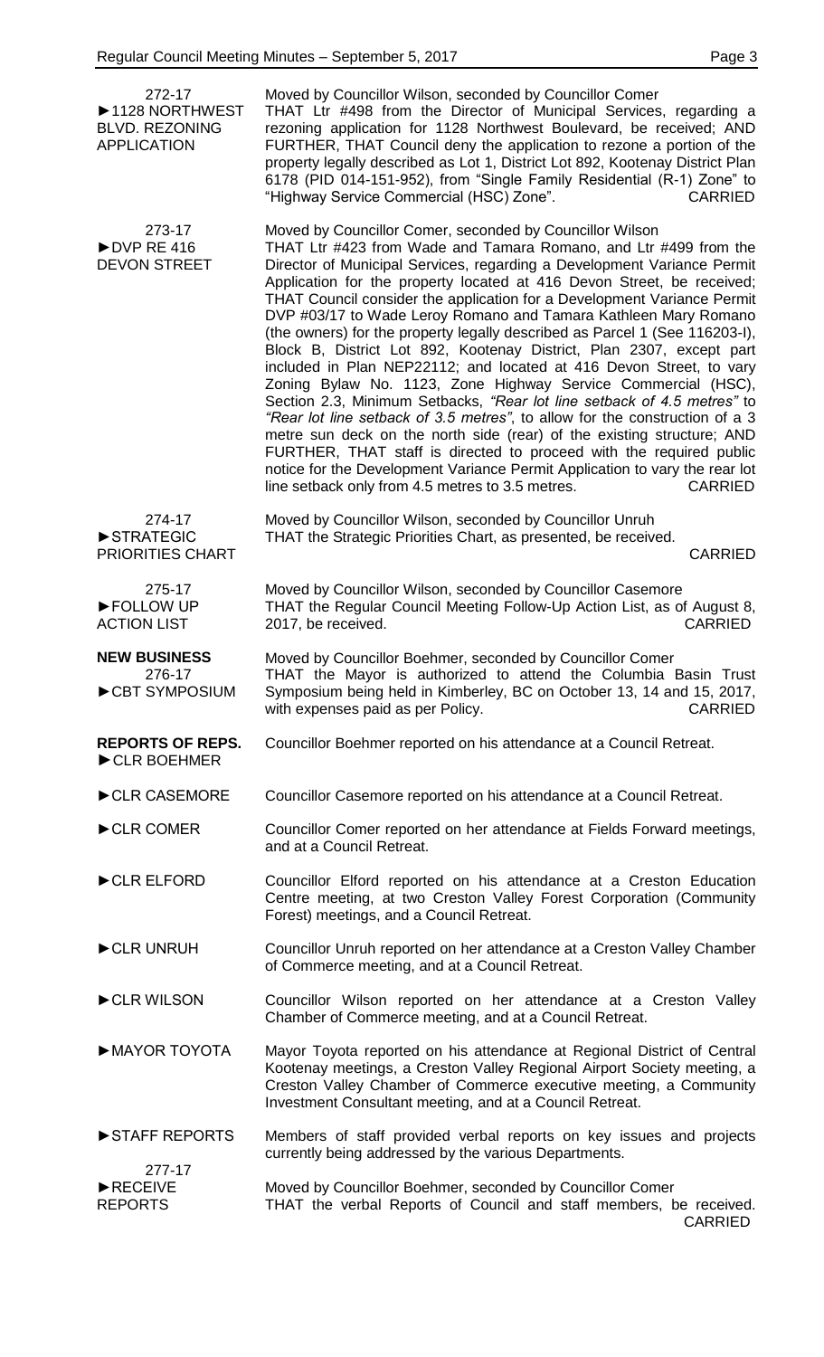**272-17**
**►1128 NORTHWEST BLVD. REZONING APPLICATION**

Moved by Councillor Wilson, seconded by Councillor Comer
THAT Ltr #498 from the Director of Municipal Services, regarding a rezoning application for 1128 Northwest Boulevard, be received; AND FURTHER, THAT Council deny the application to rezone a portion of the property legally described as Lot 1, District Lot 892, Kootenay District Plan 6178 (PID 014-151-952), from "Single Family Residential (R-1) Zone" to "Highway Service Commercial (HSC) Zone". CARRIED

**273-17**
**►DVP RE 416 DEVON STREET**

Moved by Councillor Comer, seconded by Councillor Wilson
THAT Ltr #423 from Wade and Tamara Romano, and Ltr #499 from the Director of Municipal Services, regarding a Development Variance Permit Application for the property located at 416 Devon Street, be received; THAT Council consider the application for a Development Variance Permit DVP #03/17 to Wade Leroy Romano and Tamara Kathleen Mary Romano (the owners) for the property legally described as Parcel 1 (See 116203-I), Block B, District Lot 892, Kootenay District, Plan 2307, except part included in Plan NEP22112; and located at 416 Devon Street, to vary Zoning Bylaw No. 1123, Zone Highway Service Commercial (HSC), Section 2.3, Minimum Setbacks, *"Rear lot line setback of 4.5 metres"* to *"Rear lot line setback of 3.5 metres"*, to allow for the construction of a 3 metre sun deck on the north side (rear) of the existing structure; AND FURTHER, THAT staff is directed to proceed with the required public notice for the Development Variance Permit Application to vary the rear lot line setback only from 4.5 metres to 3.5 metres. CARRIED

**274-17**
**►STRATEGIC PRIORITIES CHART**

Moved by Councillor Wilson, seconded by Councillor Unruh
THAT the Strategic Priorities Chart, as presented, be received. CARRIED

**275-17**
**►FOLLOW UP ACTION LIST**

Moved by Councillor Wilson, seconded by Councillor Casemore
THAT the Regular Council Meeting Follow-Up Action List, as of August 8, 2017, be received. CARRIED

**NEW BUSINESS**
**276-17**
**►CBT SYMPOSIUM**

Moved by Councillor Boehmer, seconded by Councillor Comer
THAT the Mayor is authorized to attend the Columbia Basin Trust Symposium being held in Kimberley, BC on October 13, 14 and 15, 2017, with expenses paid as per Policy. CARRIED

**REPORTS OF REPS.**
**►CLR BOEHMER**

Councillor Boehmer reported on his attendance at a Council Retreat.

**►CLR CASEMORE**

Councillor Casemore reported on his attendance at a Council Retreat.

**►CLR COMER**

Councillor Comer reported on her attendance at Fields Forward meetings, and at a Council Retreat.

**►CLR ELFORD**

Councillor Elford reported on his attendance at a Creston Education Centre meeting, at two Creston Valley Forest Corporation (Community Forest) meetings, and a Council Retreat.

**►CLR UNRUH**

Councillor Unruh reported on her attendance at a Creston Valley Chamber of Commerce meeting, and at a Council Retreat.

**►CLR WILSON**

Councillor Wilson reported on her attendance at a Creston Valley Chamber of Commerce meeting, and at a Council Retreat.

**►MAYOR TOYOTA**

Mayor Toyota reported on his attendance at Regional District of Central Kootenay meetings, a Creston Valley Regional Airport Society meeting, a Creston Valley Chamber of Commerce executive meeting, a Community Investment Consultant meeting, and at a Council Retreat.

**►STAFF REPORTS**

Members of staff provided verbal reports on key issues and projects currently being addressed by the various Departments.

**277-17**
**►RECEIVE REPORTS**

Moved by Councillor Boehmer, seconded by Councillor Comer
THAT the verbal Reports of Council and staff members, be received. CARRIED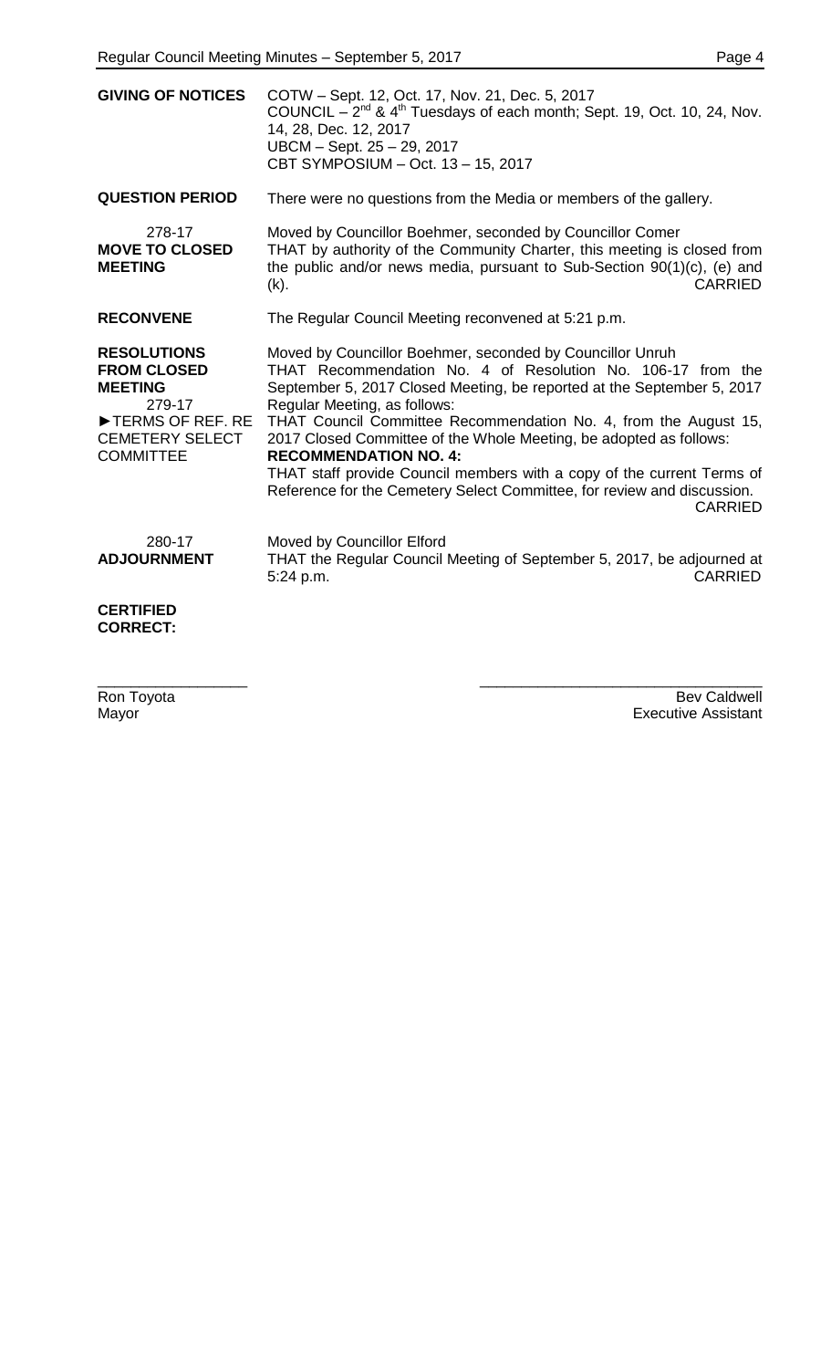**GIVING OF NOTICES**

COTW – Sept. 12, Oct. 17, Nov. 21, Dec. 5, 2017
COUNCIL – 2nd & 4th Tuesdays of each month; Sept. 19, Oct. 10, 24, Nov. 14, 28, Dec. 12, 2017
UBCM – Sept. 25 – 29, 2017
CBT SYMPOSIUM – Oct. 13 – 15, 2017

**QUESTION PERIOD**

There were no questions from the Media or members of the gallery.

278-17
**MOVE TO CLOSED MEETING**

Moved by Councillor Boehmer, seconded by Councillor Comer
THAT by authority of the Community Charter, this meeting is closed from the public and/or news media, pursuant to Sub-Section 90(1)(c), (e) and (k). CARRIED

**RECONVENE**

The Regular Council Meeting reconvened at 5:21 p.m.

**RESOLUTIONS FROM CLOSED MEETING**
279-17
►TERMS OF REF. RE CEMETERY SELECT COMMITTEE

Moved by Councillor Boehmer, seconded by Councillor Unruh
THAT Recommendation No. 4 of Resolution No. 106-17 from the September 5, 2017 Closed Meeting, be reported at the September 5, 2017 Regular Meeting, as follows:
THAT Council Committee Recommendation No. 4, from the August 15, 2017 Closed Committee of the Whole Meeting, be adopted as follows:
**RECOMMENDATION NO. 4:**
THAT staff provide Council members with a copy of the current Terms of Reference for the Cemetery Select Committee, for review and discussion. CARRIED

280-17
**ADJOURNMENT**

Moved by Councillor Elford
THAT the Regular Council Meeting of September 5, 2017, be adjourned at 5:24 p.m. CARRIED

**CERTIFIED CORRECT:**

\_\_\_\_\_\_\_\_\_\_\_\_\_\_\_\_\_\_
Ron Toyota
Mayor

\_\_\_\_\_\_\_\_\_\_\_\_\_\_\_\_\_\_
Bev Caldwell
Executive Assistant